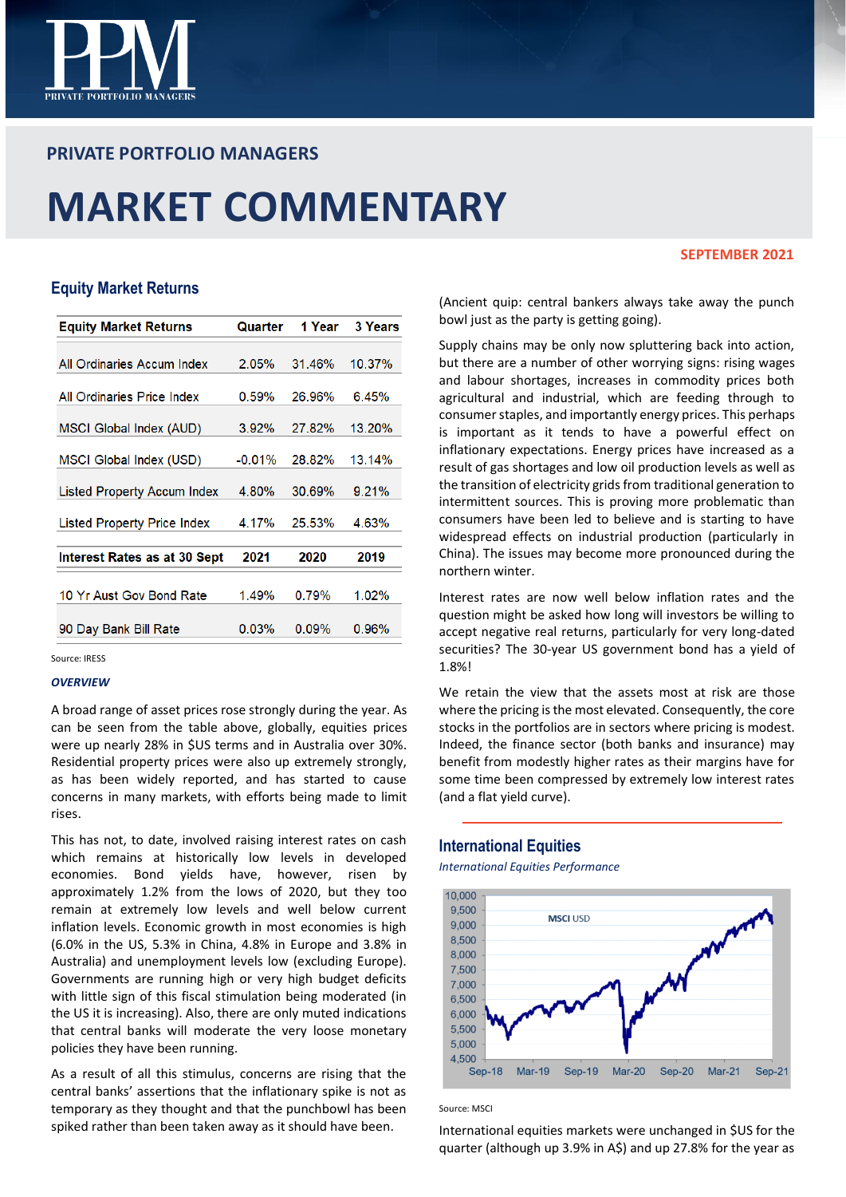PRIVATE PORTFOLIO MANAGERS

# MARKET COMMENTARY

SEPTEMBER 2021

## Equity Market Returns

| Equity Market Returns | Quarter | 1 Year | 3 Years |
|---|---|---|---|
| All Ordinaries Accum Index | 2.05% | 31.46% | 10.37% |
| All Ordinaries Price Index | 0.59% | 26.96% | 6.45% |
| MSCI Global Index (AUD) | 3.92% | 27.82% | 13.20% |
| MSCI Global Index (USD) | -0.01% | 28.82% | 13.14% |
| Listed Property Accum Index | 4.80% | 30.69% | 9.21% |
| Listed Property Price Index | 4.17% | 25.53% | 4.63% |
| **Interest Rates as at 30 Sept** | **2021** | **2020** | **2019** |
| 10 Yr Aust Gov Bond Rate | 1.49% | 0.79% | 1.02% |
| 90 Day Bank Bill Rate | 0.03% | 0.09% | 0.96% |

Source: IRESS

### *OVERVIEW*

A broad range of asset prices rose strongly during the year. As can be seen from the table above, globally, equities prices were up nearly 28% in $US terms and in Australia over 30%. Residential property prices were also up extremely strongly, as has been widely reported, and has started to cause concerns in many markets, with efforts being made to limit rises.

This has not, to date, involved raising interest rates on cash which remains at historically low levels in developed economies. Bond yields have, however, risen by approximately 1.2% from the lows of 2020, but they too remain at extremely low levels and well below current inflation levels. Economic growth in most economies is high (6.0% in the US, 5.3% in China, 4.8% in Europe and 3.8% in Australia) and unemployment levels low (excluding Europe). Governments are running high or very high budget deficits with little sign of this fiscal stimulation being moderated (in the US it is increasing). Also, there are only muted indications that central banks will moderate the very loose monetary policies they have been running.

As a result of all this stimulus, concerns are rising that the central banks' assertions that the inflationary spike is not as temporary as they thought and that the punchbowl has been spiked rather than been taken away as it should have been.

(Ancient quip: central bankers always take away the punch bowl just as the party is getting going).

Supply chains may be only now spluttering back into action, but there are a number of other worrying signs: rising wages and labour shortages, increases in commodity prices both agricultural and industrial, which are feeding through to consumer staples, and importantly energy prices. This perhaps is important as it tends to have a powerful effect on inflationary expectations. Energy prices have increased as a result of gas shortages and low oil production levels as well as the transition of electricity grids from traditional generation to intermittent sources. This is proving more problematic than consumers have been led to believe and is starting to have widespread effects on industrial production (particularly in China). The issues may become more pronounced during the northern winter.

Interest rates are now well below inflation rates and the question might be asked how long will investors be willing to accept negative real returns, particularly for very long-dated securities? The 30-year US government bond has a yield of 1.8%!

We retain the view that the assets most at risk are those where the pricing is the most elevated. Consequently, the core stocks in the portfolios are in sectors where pricing is modest. Indeed, the finance sector (both banks and insurance) may benefit from modestly higher rates as their margins have for some time been compressed by extremely low interest rates (and a flat yield curve).

## International Equities

*International Equities Performance*

Source: MSCI

International equities markets were unchanged in $US for the quarter (although up 3.9% in A$) and up 27.8% for the year as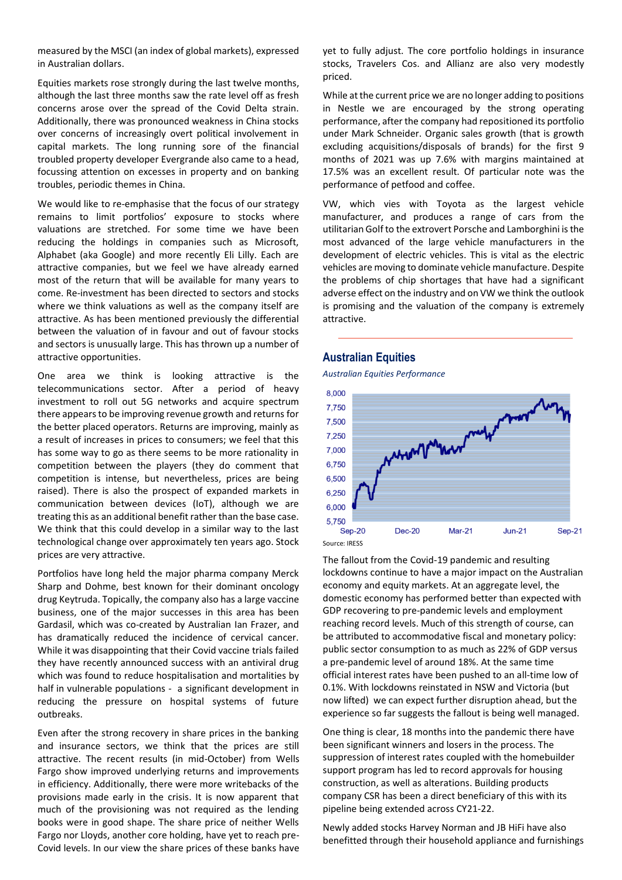measured by the MSCI (an index of global markets), expressed in Australian dollars.

Equities markets rose strongly during the last twelve months, although the last three months saw the rate level off as fresh concerns arose over the spread of the Covid Delta strain. Additionally, there was pronounced weakness in China stocks over concerns of increasingly overt political involvement in capital markets. The long running sore of the financial troubled property developer Evergrande also came to a head, focussing attention on excesses in property and on banking troubles, periodic themes in China.

We would like to re-emphasise that the focus of our strategy remains to limit portfolios' exposure to stocks where valuations are stretched. For some time we have been reducing the holdings in companies such as Microsoft, Alphabet (aka Google) and more recently Eli Lilly. Each are attractive companies, but we feel we have already earned most of the return that will be available for many years to come. Re-investment has been directed to sectors and stocks where we think valuations as well as the company itself are attractive. As has been mentioned previously the differential between the valuation of in favour and out of favour stocks and sectors is unusually large. This has thrown up a number of attractive opportunities.

One area we think is looking attractive is the telecommunications sector. After a period of heavy investment to roll out 5G networks and acquire spectrum there appears to be improving revenue growth and returns for the better placed operators. Returns are improving, mainly as a result of increases in prices to consumers; we feel that this has some way to go as there seems to be more rationality in competition between the players (they do comment that competition is intense, but nevertheless, prices are being raised). There is also the prospect of expanded markets in communication between devices (IoT), although we are treating this as an additional benefit rather than the base case. We think that this could develop in a similar way to the last technological change over approximately ten years ago. Stock prices are very attractive.

Portfolios have long held the major pharma company Merck Sharp and Dohme, best known for their dominant oncology drug Keytruda. Topically, the company also has a large vaccine business, one of the major successes in this area has been Gardasil, which was co-created by Australian Ian Frazer, and has dramatically reduced the incidence of cervical cancer. While it was disappointing that their Covid vaccine trials failed they have recently announced success with an antiviral drug which was found to reduce hospitalisation and mortalities by half in vulnerable populations - a significant development in reducing the pressure on hospital systems of future outbreaks.

Even after the strong recovery in share prices in the banking and insurance sectors, we think that the prices are still attractive. The recent results (in mid-October) from Wells Fargo show improved underlying returns and improvements in efficiency. Additionally, there were more writebacks of the provisions made early in the crisis. It is now apparent that much of the provisioning was not required as the lending books were in good shape. The share price of neither Wells Fargo nor Lloyds, another core holding, have yet to reach pre-Covid levels. In our view the share prices of these banks have yet to fully adjust. The core portfolio holdings in insurance stocks, Travelers Cos. and Allianz are also very modestly priced.

While at the current price we are no longer adding to positions in Nestle we are encouraged by the strong operating performance, after the company had repositioned its portfolio under Mark Schneider. Organic sales growth (that is growth excluding acquisitions/disposals of brands) for the first 9 months of 2021 was up 7.6% with margins maintained at 17.5% was an excellent result. Of particular note was the performance of petfood and coffee.

VW, which vies with Toyota as the largest vehicle manufacturer, and produces a range of cars from the utilitarian Golf to the extrovert Porsche and Lamborghini is the most advanced of the large vehicle manufacturers in the development of electric vehicles. This is vital as the electric vehicles are moving to dominate vehicle manufacture. Despite the problems of chip shortages that have had a significant adverse effect on the industry and on VW we think the outlook is promising and the valuation of the company is extremely attractive.

## Australian Equities

*Australian Equities Performance*

Source: IRESS

The fallout from the Covid-19 pandemic and resulting lockdowns continue to have a major impact on the Australian economy and equity markets. At an aggregate level, the domestic economy has performed better than expected with GDP recovering to pre-pandemic levels and employment reaching record levels. Much of this strength of course, can be attributed to accommodative fiscal and monetary policy: public sector consumption to as much as 22% of GDP versus a pre-pandemic level of around 18%. At the same time official interest rates have been pushed to an all-time low of 0.1%. With lockdowns reinstated in NSW and Victoria (but now lifted) we can expect further disruption ahead, but the experience so far suggests the fallout is being well managed.

One thing is clear, 18 months into the pandemic there have been significant winners and losers in the process. The suppression of interest rates coupled with the homebuilder support program has led to record approvals for housing construction, as well as alterations. Building products company CSR has been a direct beneficiary of this with its pipeline being extended across CY21-22.

Newly added stocks Harvey Norman and JB HiFi have also benefitted through their household appliance and furnishings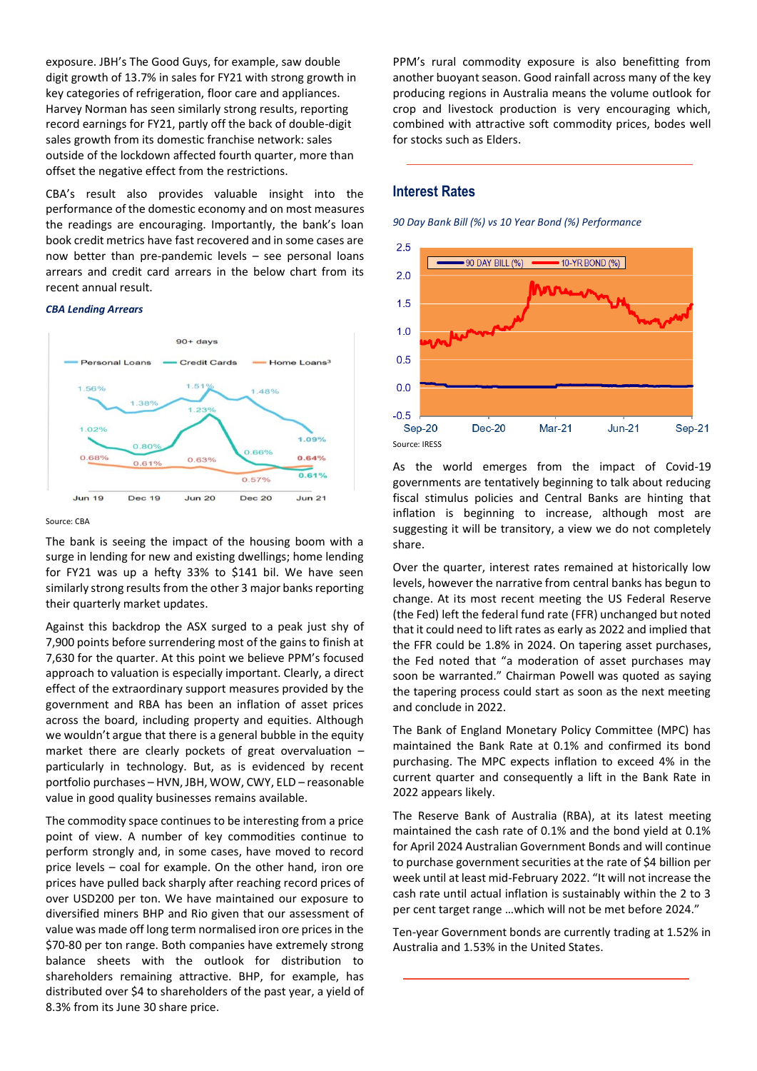exposure. JBH's The Good Guys, for example, saw double digit growth of 13.7% in sales for FY21 with strong growth in key categories of refrigeration, floor care and appliances. Harvey Norman has seen similarly strong results, reporting record earnings for FY21, partly off the back of double-digit sales growth from its domestic franchise network: sales outside of the lockdown affected fourth quarter, more than offset the negative effect from the restrictions.

CBA's result also provides valuable insight into the performance of the domestic economy and on most measures the readings are encouraging. Importantly, the bank's loan book credit metrics have fast recovered and in some cases are now better than pre-pandemic levels – see personal loans arrears and credit card arrears in the below chart from its recent annual result.

***CBA Lending Arrears***

Source: CBA

The bank is seeing the impact of the housing boom with a surge in lending for new and existing dwellings; home lending for FY21 was up a hefty 33% to $141 bil. We have seen similarly strong results from the other 3 major banks reporting their quarterly market updates.

Against this backdrop the ASX surged to a peak just shy of 7,900 points before surrendering most of the gains to finish at 7,630 for the quarter. At this point we believe PPM's focused approach to valuation is especially important. Clearly, a direct effect of the extraordinary support measures provided by the government and RBA has been an inflation of asset prices across the board, including property and equities. Although we wouldn't argue that there is a general bubble in the equity market there are clearly pockets of great overvaluation – particularly in technology. But, as is evidenced by recent portfolio purchases – HVN, JBH, WOW, CWY, ELD – reasonable value in good quality businesses remains available.

The commodity space continues to be interesting from a price point of view. A number of key commodities continue to perform strongly and, in some cases, have moved to record price levels – coal for example. On the other hand, iron ore prices have pulled back sharply after reaching record prices of over USD200 per ton. We have maintained our exposure to diversified miners BHP and Rio given that our assessment of value was made off long term normalised iron ore prices in the $70-80 per ton range. Both companies have extremely strong balance sheets with the outlook for distribution to shareholders remaining attractive. BHP, for example, has distributed over $4 to shareholders of the past year, a yield of 8.3% from its June 30 share price.

PPM's rural commodity exposure is also benefitting from another buoyant season. Good rainfall across many of the key producing regions in Australia means the volume outlook for crop and livestock production is very encouraging which, combined with attractive soft commodity prices, bodes well for stocks such as Elders.

## Interest Rates

*90 Day Bank Bill (%) vs 10 Year Bond (%) Performance*

Source: IRESS

As the world emerges from the impact of Covid-19 governments are tentatively beginning to talk about reducing fiscal stimulus policies and Central Banks are hinting that inflation is beginning to increase, although most are suggesting it will be transitory, a view we do not completely share.

Over the quarter, interest rates remained at historically low levels, however the narrative from central banks has begun to change. At its most recent meeting the US Federal Reserve (the Fed) left the federal fund rate (FFR) unchanged but noted that it could need to lift rates as early as 2022 and implied that the FFR could be 1.8% in 2024. On tapering asset purchases, the Fed noted that "a moderation of asset purchases may soon be warranted." Chairman Powell was quoted as saying the tapering process could start as soon as the next meeting and conclude in 2022.

The Bank of England Monetary Policy Committee (MPC) has maintained the Bank Rate at 0.1% and confirmed its bond purchasing. The MPC expects inflation to exceed 4% in the current quarter and consequently a lift in the Bank Rate in 2022 appears likely.

The Reserve Bank of Australia (RBA), at its latest meeting maintained the cash rate of 0.1% and the bond yield at 0.1% for April 2024 Australian Government Bonds and will continue to purchase government securities at the rate of $4 billion per week until at least mid-February 2022. "It will not increase the cash rate until actual inflation is sustainably within the 2 to 3 per cent target range …which will not be met before 2024."

Ten-year Government bonds are currently trading at 1.52% in Australia and 1.53% in the United States.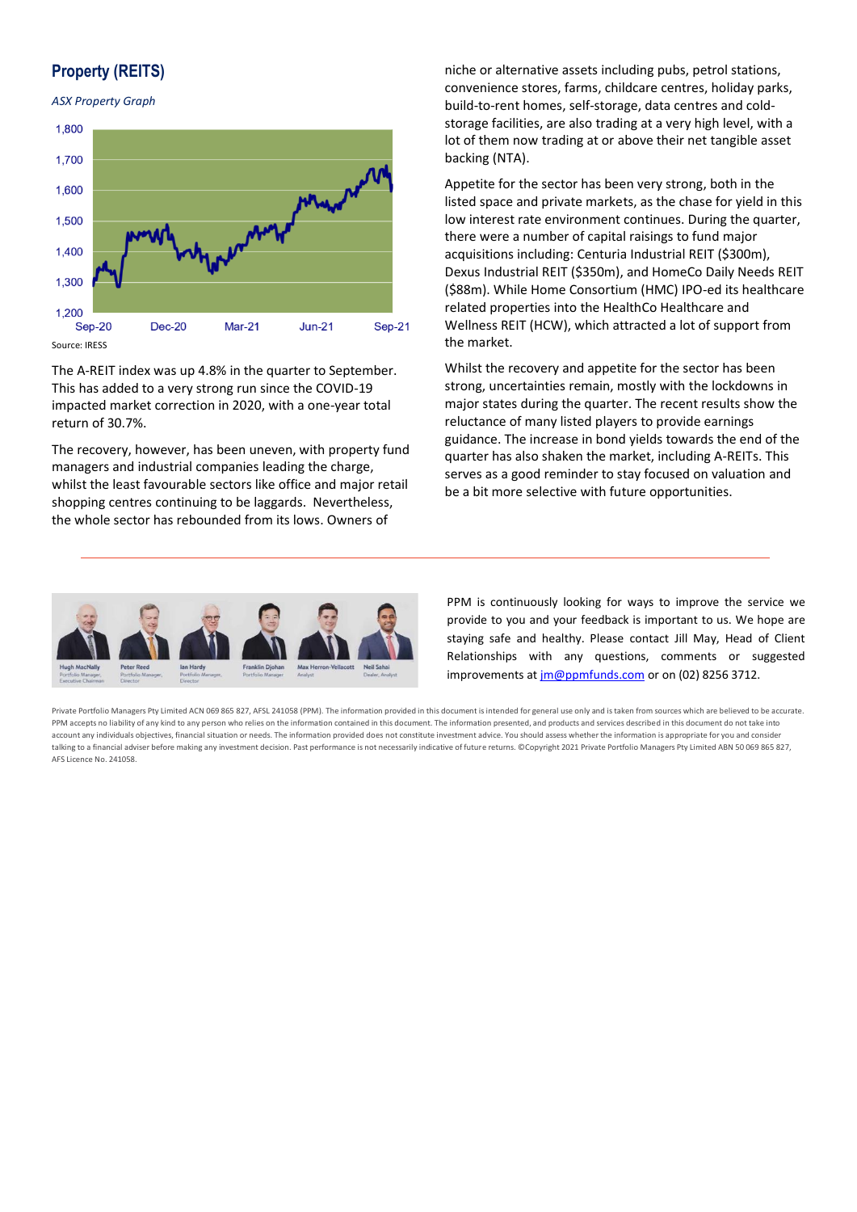## Property (REITS)

*ASX Property Graph*

1,800
1,700
1,600
1,500
1,400
1,300
1,200
Sep-20
Dec-20
Mar-21
Jun-21
Sep-21

Source: IRESS

The A-REIT index was up 4.8% in the quarter to September. This has added to a very strong run since the COVID-19 impacted market correction in 2020, with a one-year total return of 30.7%.

The recovery, however, has been uneven, with property fund managers and industrial companies leading the charge, whilst the least favourable sectors like office and major retail shopping centres continuing to be laggards. Nevertheless, the whole sector has rebounded from its lows. Owners of niche or alternative assets including pubs, petrol stations, convenience stores, farms, childcare centres, holiday parks, build-to-rent homes, self-storage, data centres and cold-storage facilities, are also trading at a very high level, with a lot of them now trading at or above their net tangible asset backing (NTA).

Appetite for the sector has been very strong, both in the listed space and private markets, as the chase for yield in this low interest rate environment continues. During the quarter, there were a number of capital raisings to fund major acquisitions including: Centuria Industrial REIT ($300m), Dexus Industrial REIT ($350m), and HomeCo Daily Needs REIT ($88m). While Home Consortium (HMC) IPO-ed its healthcare related properties into the HealthCo Healthcare and Wellness REIT (HCW), which attracted a lot of support from the market.

Whilst the recovery and appetite for the sector has been strong, uncertainties remain, mostly with the lockdowns in major states during the quarter. The recent results show the reluctance of many listed players to provide earnings guidance. The increase in bond yields towards the end of the quarter has also shaken the market, including A-REITs. This serves as a good reminder to stay focused on valuation and be a bit more selective with future opportunities.

---

Hugh MacNally
Portfolio Manager, Executive Chairman

Peter Reed
Portfolio Manager, Director

Ian Hardy
Portfolio Manager, Director

Franklin Djohan
Portfolio Manager

Max Herron-Vellacott
Analyst

Neil Sahai
Dealer, Analyst

PPM is continuously looking for ways to improve the service we provide to you and your feedback is important to us. We hope are staying safe and healthy. Please contact Jill May, Head of Client Relationships with any questions, comments or suggested improvements at jm@ppmfunds.com or on (02) 8256 3712.

Private Portfolio Managers Pty Limited ACN 069 865 827, AFSL 241058 (PPM). The information provided in this document is intended for general use only and is taken from sources which are believed to be accurate. PPM accepts no liability of any kind to any person who relies on the information contained in this document. The information presented, and products and services described in this document do not take into account any individuals objectives, financial situation or needs. The information provided does not constitute investment advice. You should assess whether the information is appropriate for you and consider talking to a financial adviser before making any investment decision. Past performance is not necessarily indicative of future returns. ©Copyright 2021 Private Portfolio Managers Pty Limited ABN 50 069 865 827, AFS Licence No. 241058.